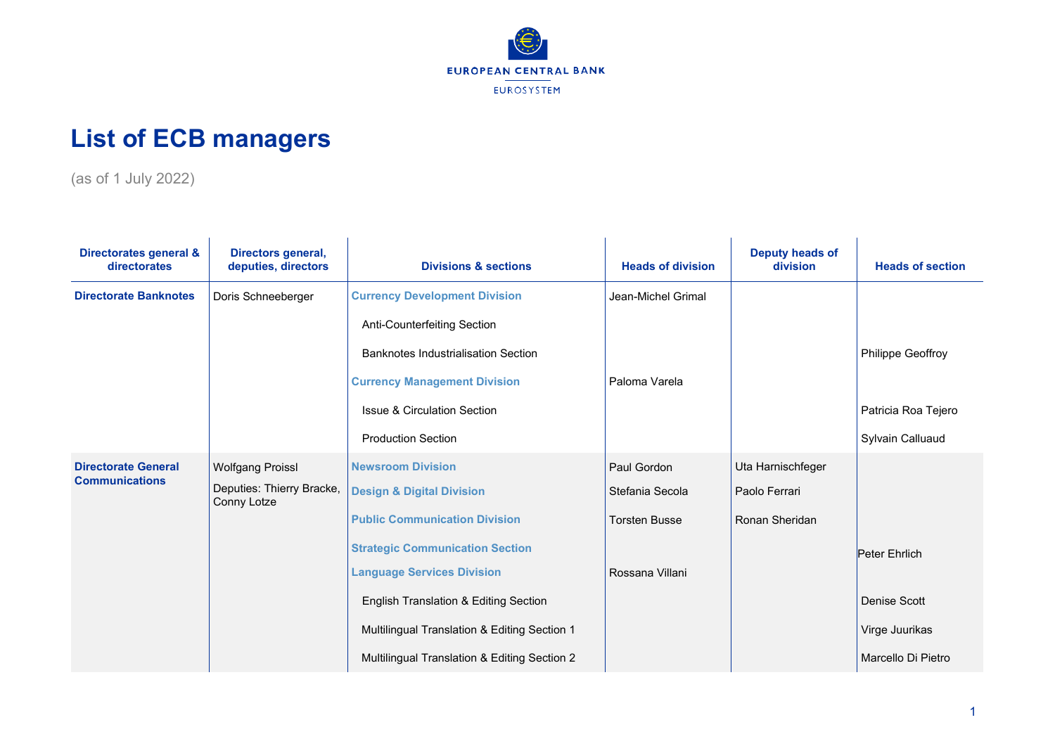# List of ECB managers

(as of 1 July 2022)

| Directorates general & directorates | Directors general, deputies, directors | Divisions & sections | Heads of division | Deputy heads of division | Heads of section |
|---|---|---|---|---|---|
| **Directorate Banknotes** | Doris Schneeberger | **Currency Development Division** | Jean-Michel Grimal | | |
| | | Anti-Counterfeiting Section | | | |
| | | Banknotes Industrialisation Section | | | Philippe Geoffroy |
| | | **Currency Management Division** | Paloma Varela | | |
| | | Issue & Circulation Section | | | Patricia Roa Tejero |
| | | Production Section | | | Sylvain Calluaud |
| **Directorate General Communications** | Wolfgang Proissl | **Newsroom Division** | Paul Gordon | Uta Harnischfeger | |
| | Deputies: Thierry Bracke, Conny Lotze | **Design & Digital Division** | Stefania Secola | Paolo Ferrari | |
| | | **Public Communication Division** | Torsten Busse | Ronan Sheridan | |
| | | **Strategic Communication Section** | | | Peter Ehrlich |
| | | **Language Services Division** | Rossana Villani | | |
| | | English Translation & Editing Section | | | Denise Scott |
| | | Multilingual Translation & Editing Section 1 | | | Virge Juurikas |
| | | Multilingual Translation & Editing Section 2 | | | Marcello Di Pietro |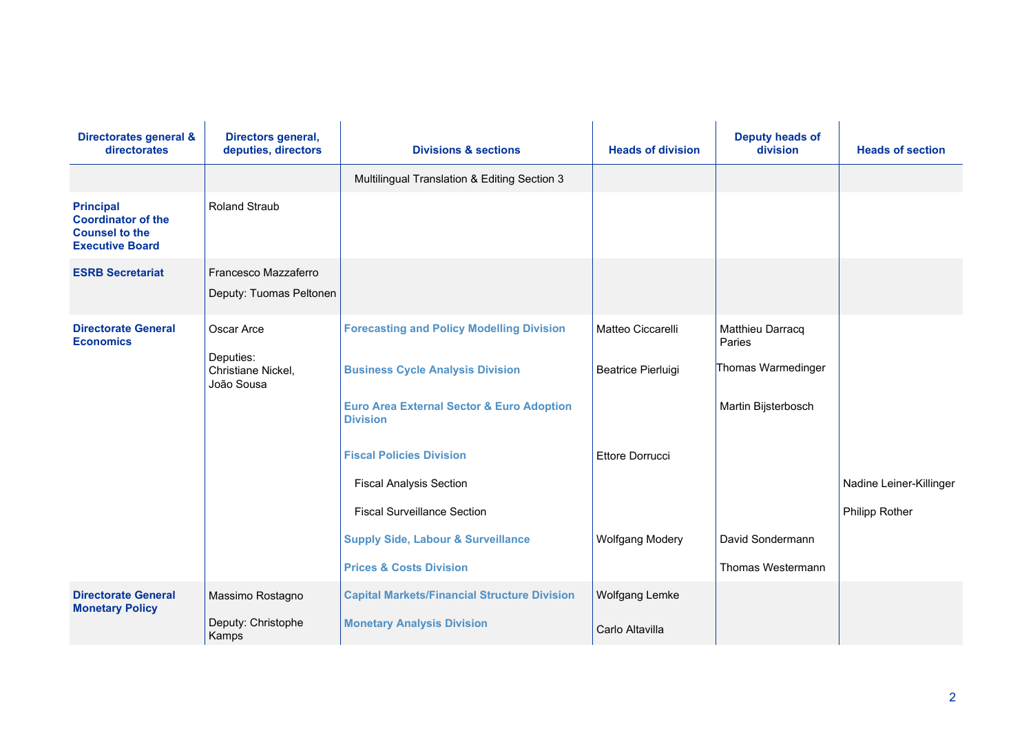| Directorates general & directorates | Directors general, deputies, directors | Divisions & sections | Heads of division | Deputy heads of division | Heads of section |
|---|---|---|---|---|---|
| | | Multilingual Translation & Editing Section 3 | | | |
| **Principal Coordinator of the Counsel to the Executive Board** | Roland Straub | | | | |
| **ESRB Secretariat** | Francesco Mazzaferro<br>Deputy: Tuomas Peltonen | | | | |
| **Directorate General Economics** | Oscar Arce<br>Deputies: Christiane Nickel, João Sousa | **Forecasting and Policy Modelling Division** | Matteo Ciccarelli | Matthieu Darracq Paries | |
| | | **Business Cycle Analysis Division** | Beatrice Pierluigi | Thomas Warmedinger | |
| | | **Euro Area External Sector & Euro Adoption Division** | | Martin Bijsterbosch | |
| | | **Fiscal Policies Division** | Ettore Dorrucci | | |
| | | Fiscal Analysis Section | | | Nadine Leiner-Killinger |
| | | Fiscal Surveillance Section | | | Philipp Rother |
| | | **Supply Side, Labour & Surveillance** | Wolfgang Modery | David Sondermann | |
| | | **Prices & Costs Division** | | Thomas Westermann | |
| **Directorate General Monetary Policy** | Massimo Rostagno<br>Deputy: Christophe Kamps | **Capital Markets/Financial Structure Division** | Wolfgang Lemke | | |
| | | **Monetary Analysis Division** | Carlo Altavilla | | |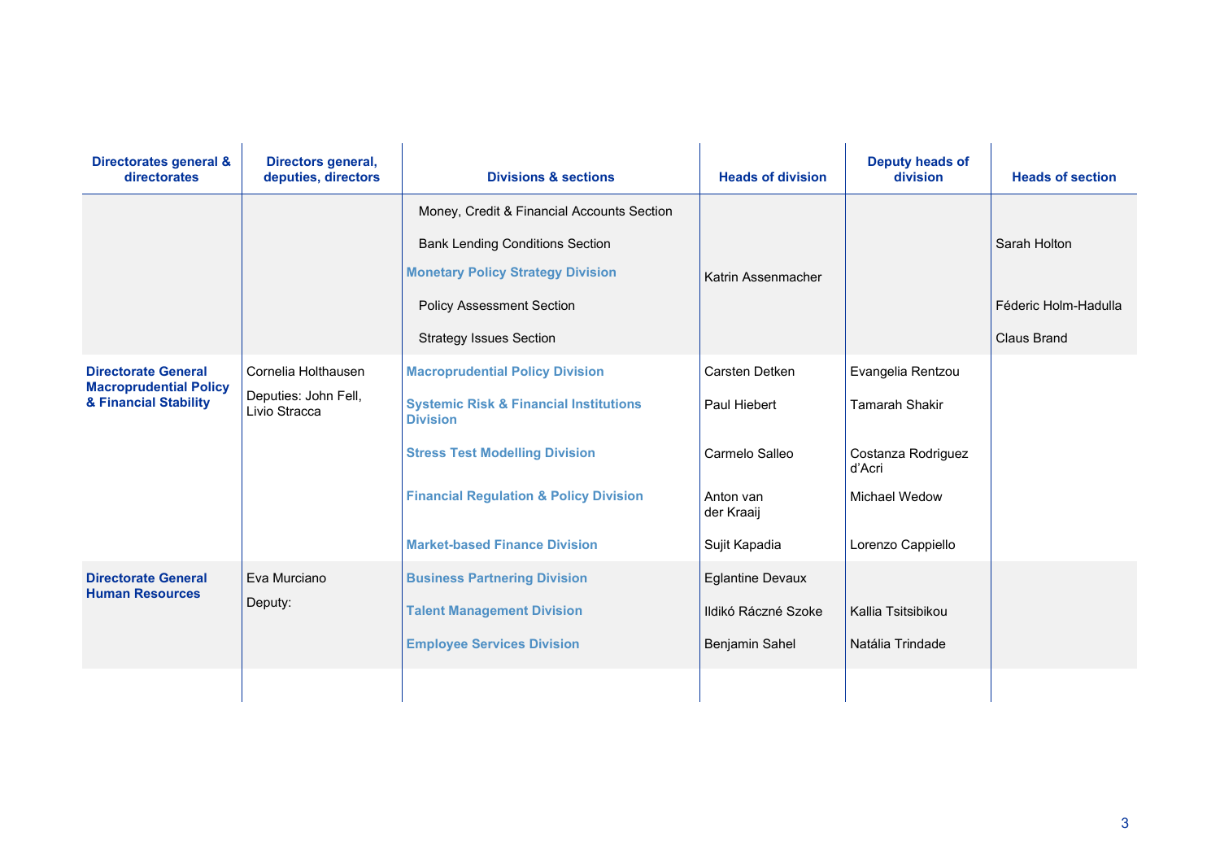| Directorates general & directorates | Directors general, deputies, directors | Divisions & sections | Heads of division | Deputy heads of division | Heads of section |
|---|---|---|---|---|---|
| | | Money, Credit & Financial Accounts Section | | | |
| | | Bank Lending Conditions Section | | | Sarah Holton |
| | | **Monetary Policy Strategy Division** | Katrin Assenmacher | | |
| | | Policy Assessment Section | | | Féderic Holm-Hadulla |
| | | Strategy Issues Section | | | Claus Brand |
| **Directorate General Macroprudential Policy & Financial Stability** | Cornelia Holthausen<br>Deputies: John Fell, Livio Stracca | **Macroprudential Policy Division** | Carsten Detken | Evangelia Rentzou | |
| | | **Systemic Risk & Financial Institutions Division** | Paul Hiebert | Tamarah Shakir | |
| | | **Stress Test Modelling Division** | Carmelo Salleo | Costanza Rodriguez d'Acri | |
| | | **Financial Regulation & Policy Division** | Anton van der Kraaij | Michael Wedow | |
| | | **Market-based Finance Division** | Sujit Kapadia | Lorenzo Cappiello | |
| **Directorate General Human Resources** | Eva Murciano<br>Deputy: | **Business Partnering Division** | Eglantine Devaux | | |
| | | **Talent Management Division** | Ildikó Ráczné Szoke | Kallia Tsitsibikou | |
| | | **Employee Services Division** | Benjamin Sahel | Natália Trindade | |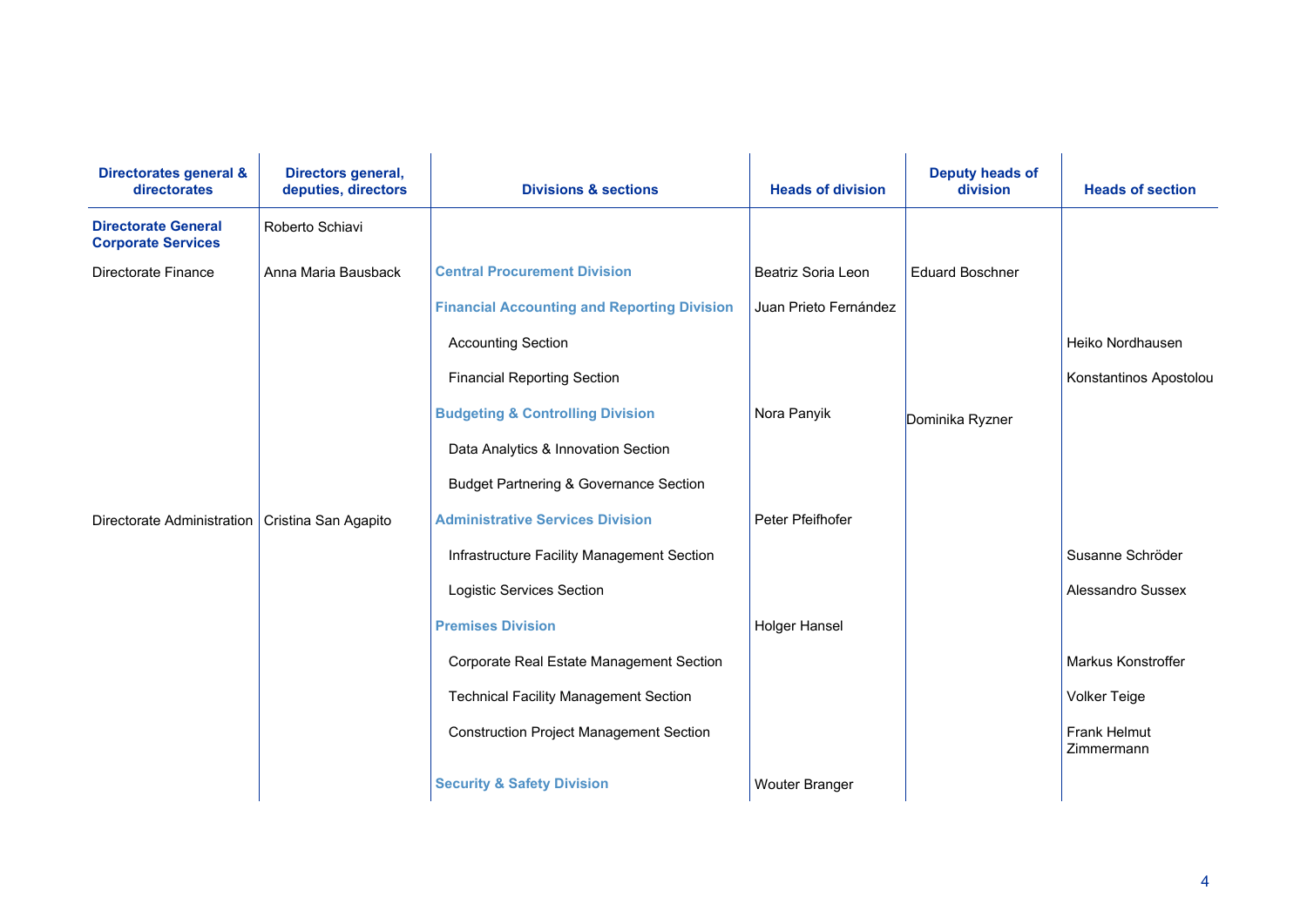| Directorates general & directorates | Directors general, deputies, directors | Divisions & sections | Heads of division | Deputy heads of division | Heads of section |
|---|---|---|---|---|---|
| **Directorate General Corporate Services** | Roberto Schiavi | | | | |
| Directorate Finance | Anna Maria Bausback | **Central Procurement Division** | Beatriz Soria Leon | Eduard Boschner | |
| | | **Financial Accounting and Reporting Division** | Juan Prieto Fernández | | |
| | | Accounting Section | | | Heiko Nordhausen |
| | | Financial Reporting Section | | | Konstantinos Apostolou |
| | | **Budgeting & Controlling Division** | Nora Panyik | Dominika Ryzner | |
| | | Data Analytics & Innovation Section | | | |
| | | Budget Partnering & Governance Section | | | |
| Directorate Administration | Cristina San Agapito | **Administrative Services Division** | Peter Pfeifhofer | | |
| | | Infrastructure Facility Management Section | | | Susanne Schröder |
| | | Logistic Services Section | | | Alessandro Sussex |
| | | **Premises Division** | Holger Hansel | | |
| | | Corporate Real Estate Management Section | | | Markus Konstroffer |
| | | Technical Facility Management Section | | | Volker Teige |
| | | Construction Project Management Section | | | Frank Helmut Zimmermann |
| | | **Security & Safety Division** | Wouter Branger | | |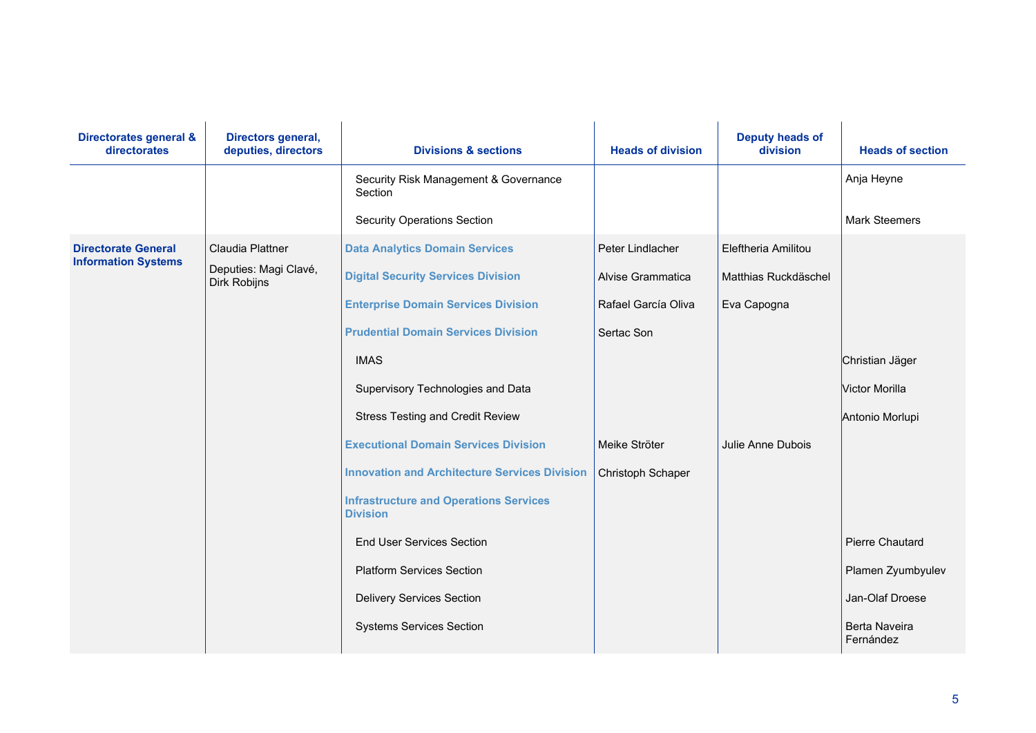| Directorates general & directorates | Directors general, deputies, directors | Divisions & sections | Heads of division | Deputy heads of division | Heads of section |
|---|---|---|---|---|---|
| | | Security Risk Management & Governance Section | | | Anja Heyne |
| | | Security Operations Section | | | Mark Steemers |
| **Directorate General Information Systems** | Claudia Plattner | **Data Analytics Domain Services** | Peter Lindlacher | Eleftheria Amilitou | |
| | Deputies: Magi Clavé, Dirk Robijns | **Digital Security Services Division** | Alvise Grammatica | Matthias Ruckdäschel | |
| | | **Enterprise Domain Services Division** | Rafael García Oliva | Eva Capogna | |
| | | **Prudential Domain Services Division** | Sertac Son | | |
| | | IMAS | | | Christian Jäger |
| | | Supervisory Technologies and Data | | | Victor Morilla |
| | | Stress Testing and Credit Review | | | Antonio Morlupi |
| | | **Executional Domain Services Division** | Meike Ströter | Julie Anne Dubois | |
| | | **Innovation and Architecture Services Division** | Christoph Schaper | | |
| | | **Infrastructure and Operations Services Division** | | | |
| | | End User Services Section | | | Pierre Chautard |
| | | Platform Services Section | | | Plamen Zyumbyulev |
| | | Delivery Services Section | | | Jan-Olaf Droese |
| | | Systems Services Section | | | Berta Naveira Fernández |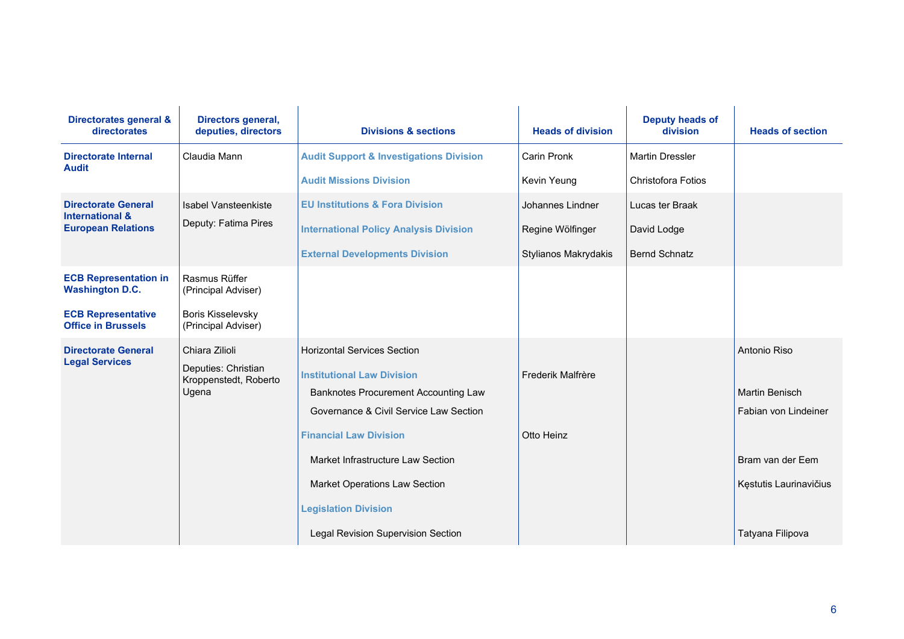| Directorates general & directorates | Directors general, deputies, directors | Divisions & sections | Heads of division | Deputy heads of division | Heads of section |
|---|---|---|---|---|---|
| **Directorate Internal Audit** | Claudia Mann | **Audit Support & Investigations Division** | Carin Pronk | Martin Dressler | |
| | | **Audit Missions Division** | Kevin Yeung | Christofora Fotios | |
| **Directorate General International & European Relations** | Isabel Vansteenkiste | **EU Institutions & Fora Division** | Johannes Lindner | Lucas ter Braak | |
| | Deputy: Fatima Pires | **International Policy Analysis Division** | Regine Wölfinger | David Lodge | |
| | | **External Developments Division** | Stylianos Makrydakis | Bernd Schnatz | |
| **ECB Representation in Washington D.C.** | Rasmus Rüffer (Principal Adviser) | | | | |
| **ECB Representative Office in Brussels** | Boris Kisselevsky (Principal Adviser) | | | | |
| **Directorate General Legal Services** | Chiara Zilioli | Horizontal Services Section | | | Antonio Riso |
| | Deputies: Christian Kroppenstedt, Roberto Ugena | **Institutional Law Division** | Frederik Malfrère | | |
| | | Banknotes Procurement Accounting Law | | | Martin Benisch |
| | | Governance & Civil Service Law Section | | | Fabian von Lindeiner |
| | | **Financial Law Division** | Otto Heinz | | |
| | | Market Infrastructure Law Section | | | Bram van der Eem |
| | | Market Operations Law Section | | | Kęstutis Laurinavičius |
| | | **Legislation Division** | | | |
| | | Legal Revision Supervision Section | | | Tatyana Filipova |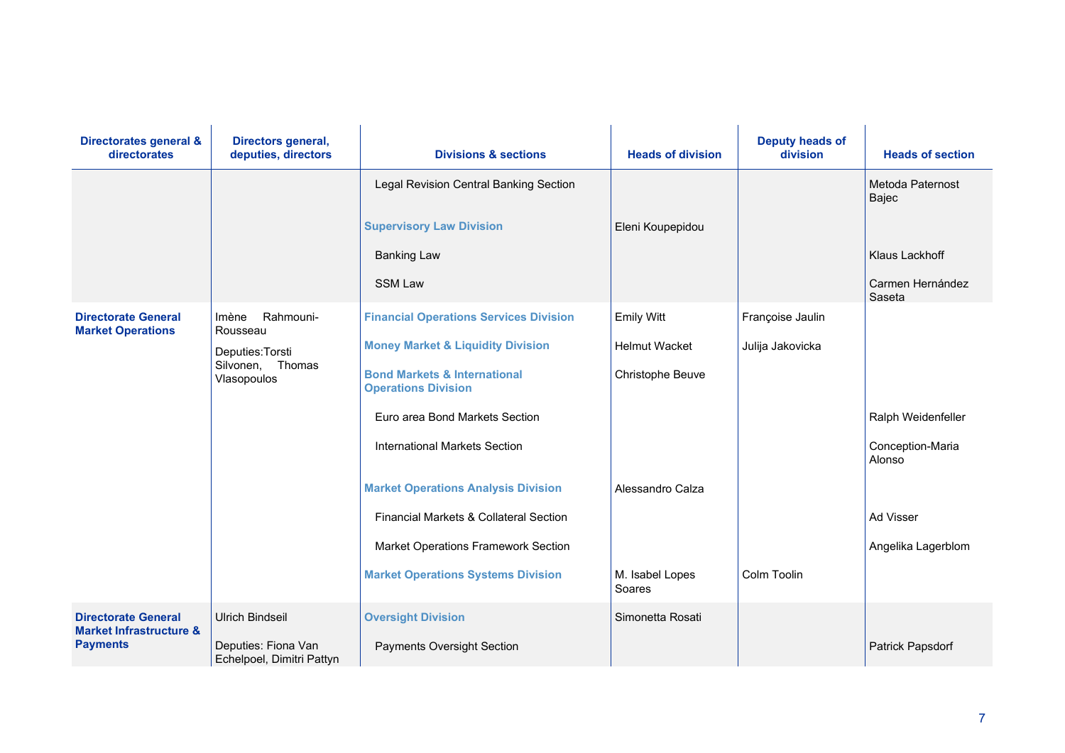| Directorates general & directorates | Directors general, deputies, directors | Divisions & sections | Heads of division | Deputy heads of division | Heads of section |
|---|---|---|---|---|---|
| | | Legal Revision Central Banking Section | | | Metoda Paternost Bajec |
| | | **Supervisory Law Division** | Eleni Koupepidou | | |
| | | Banking Law | | | Klaus Lackhoff |
| | | SSM Law | | | Carmen Hernández Saseta |
| **Directorate General Market Operations** | Imène Rahmouni-Rousseau | **Financial Operations Services Division** | Emily Witt | Françoise Jaulin | |
| | Deputies: Torsti Silvonen, Thomas Vlasopoulos | **Money Market & Liquidity Division** | Helmut Wacket | Julija Jakovicka | |
| | | **Bond Markets & International Operations Division** | Christophe Beuve | | |
| | | Euro area Bond Markets Section | | | Ralph Weidenfeller |
| | | International Markets Section | | | Conception-Maria Alonso |
| | | **Market Operations Analysis Division** | Alessandro Calza | | |
| | | Financial Markets & Collateral Section | | | Ad Visser |
| | | Market Operations Framework Section | | | Angelika Lagerblom |
| | | **Market Operations Systems Division** | M. Isabel Lopes Soares | Colm Toolin | |
| **Directorate General Market Infrastructure & Payments** | Ulrich Bindseil | **Oversight Division** | Simonetta Rosati | | |
| | Deputies: Fiona Van Echelpoel, Dimitri Pattyn | Payments Oversight Section | | | Patrick Papsdorf |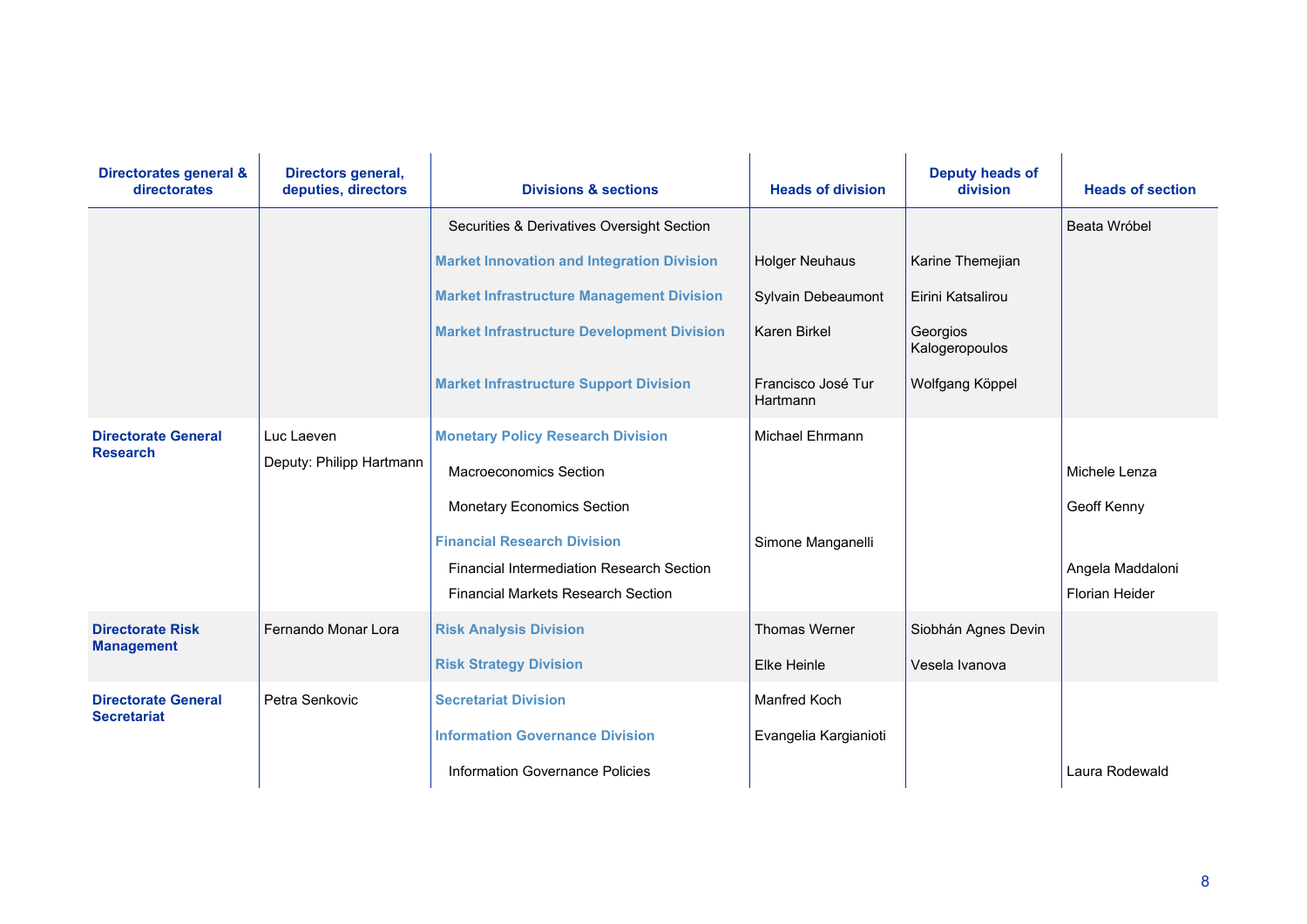| Directorates general & directorates | Directors general, deputies, directors | Divisions & sections | Heads of division | Deputy heads of division | Heads of section |
|---|---|---|---|---|---|
| | | Securities & Derivatives Oversight Section | | | Beata Wróbel |
| | | **Market Innovation and Integration Division** | Holger Neuhaus | Karine Themejian | |
| | | **Market Infrastructure Management Division** | Sylvain Debeaumont | Eirini Katsalirou | |
| | | **Market Infrastructure Development Division** | Karen Birkel | Georgios Kalogeropoulos | |
| | | **Market Infrastructure Support Division** | Francisco José Tur Hartmann | Wolfgang Köppel | |
| **Directorate General Research** | Luc Laeven | **Monetary Policy Research Division** | Michael Ehrmann | | |
| | Deputy: Philipp Hartmann | Macroeconomics Section | | | Michele Lenza |
| | | Monetary Economics Section | | | Geoff Kenny |
| | | **Financial Research Division** | Simone Manganelli | | |
| | | Financial Intermediation Research Section | | | Angela Maddaloni |
| | | Financial Markets Research Section | | | Florian Heider |
| **Directorate Risk Management** | Fernando Monar Lora | **Risk Analysis Division** | Thomas Werner | Siobhán Agnes Devin | |
| | | **Risk Strategy Division** | Elke Heinle | Vesela Ivanova | |
| **Directorate General Secretariat** | Petra Senkovic | **Secretariat Division** | Manfred Koch | | |
| | | **Information Governance Division** | Evangelia Kargianioti | | |
| | | Information Governance Policies | | | Laura Rodewald |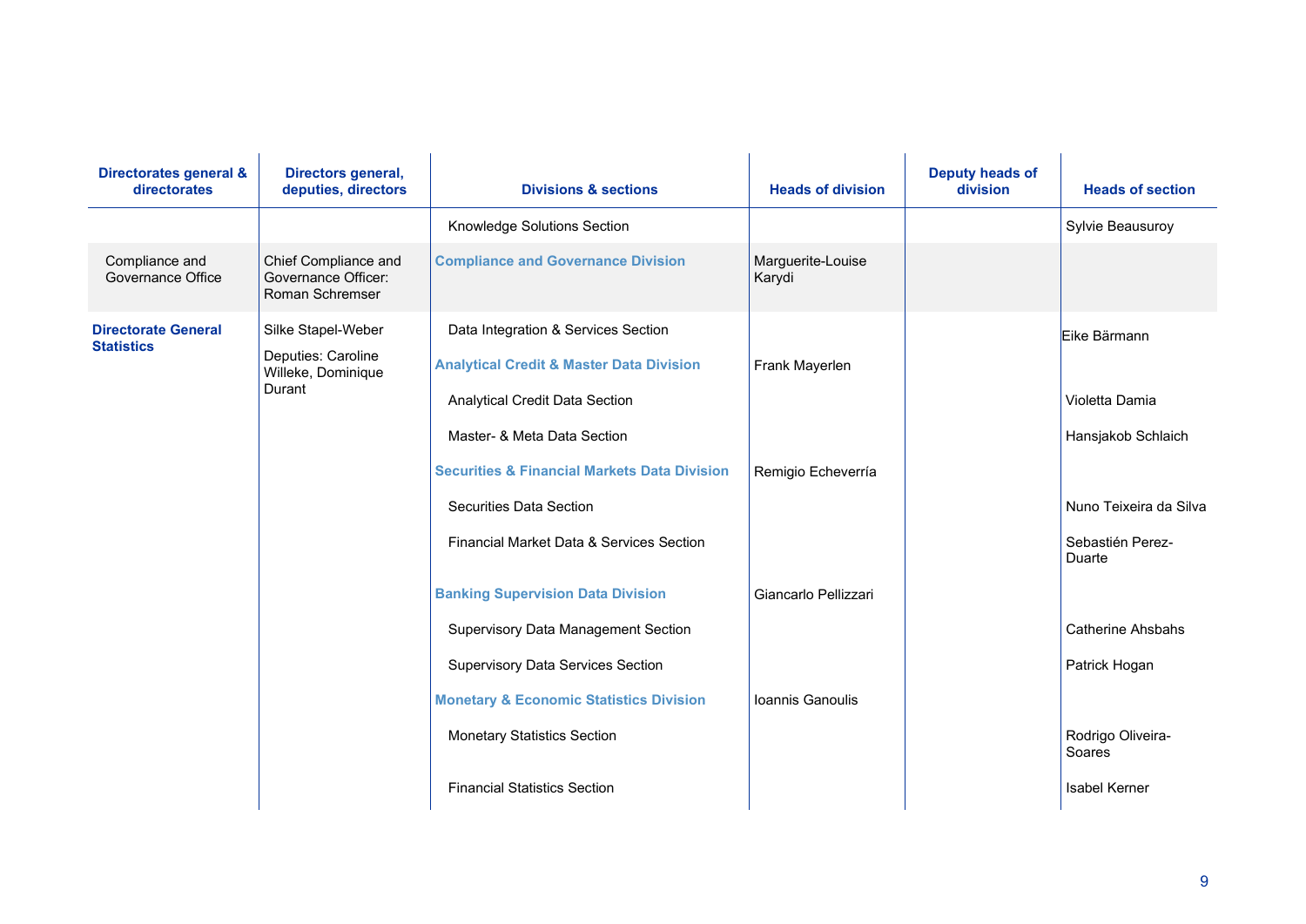| Directorates general & directorates | Directors general, deputies, directors | Divisions & sections | Heads of division | Deputy heads of division | Heads of section |
|---|---|---|---|---|---|
| | | Knowledge Solutions Section | | | Sylvie Beausuroy |
| Compliance and Governance Office | Chief Compliance and Governance Officer: Roman Schremser | **Compliance and Governance Division** | Marguerite-Louise Karydi | | |
| **Directorate General Statistics** | Silke Stapel-Weber | Data Integration & Services Section | | | Eike Bärmann |
| | Deputies: Caroline Willeke, Dominique Durant | **Analytical Credit & Master Data Division** | Frank Mayerlen | | |
| | | Analytical Credit Data Section | | | Violetta Damia |
| | | Master- & Meta Data Section | | | Hansjakob Schlaich |
| | | **Securities & Financial Markets Data Division** | Remigio Echeverría | | |
| | | Securities Data Section | | | Nuno Teixeira da Silva |
| | | Financial Market Data & Services Section | | | Sebastién Perez-Duarte |
| | | **Banking Supervision Data Division** | Giancarlo Pellizzari | | |
| | | Supervisory Data Management Section | | | Catherine Ahsbahs |
| | | Supervisory Data Services Section | | | Patrick Hogan |
| | | **Monetary & Economic Statistics Division** | Ioannis Ganoulis | | |
| | | Monetary Statistics Section | | | Rodrigo Oliveira-Soares |
| | | Financial Statistics Section | | | Isabel Kerner |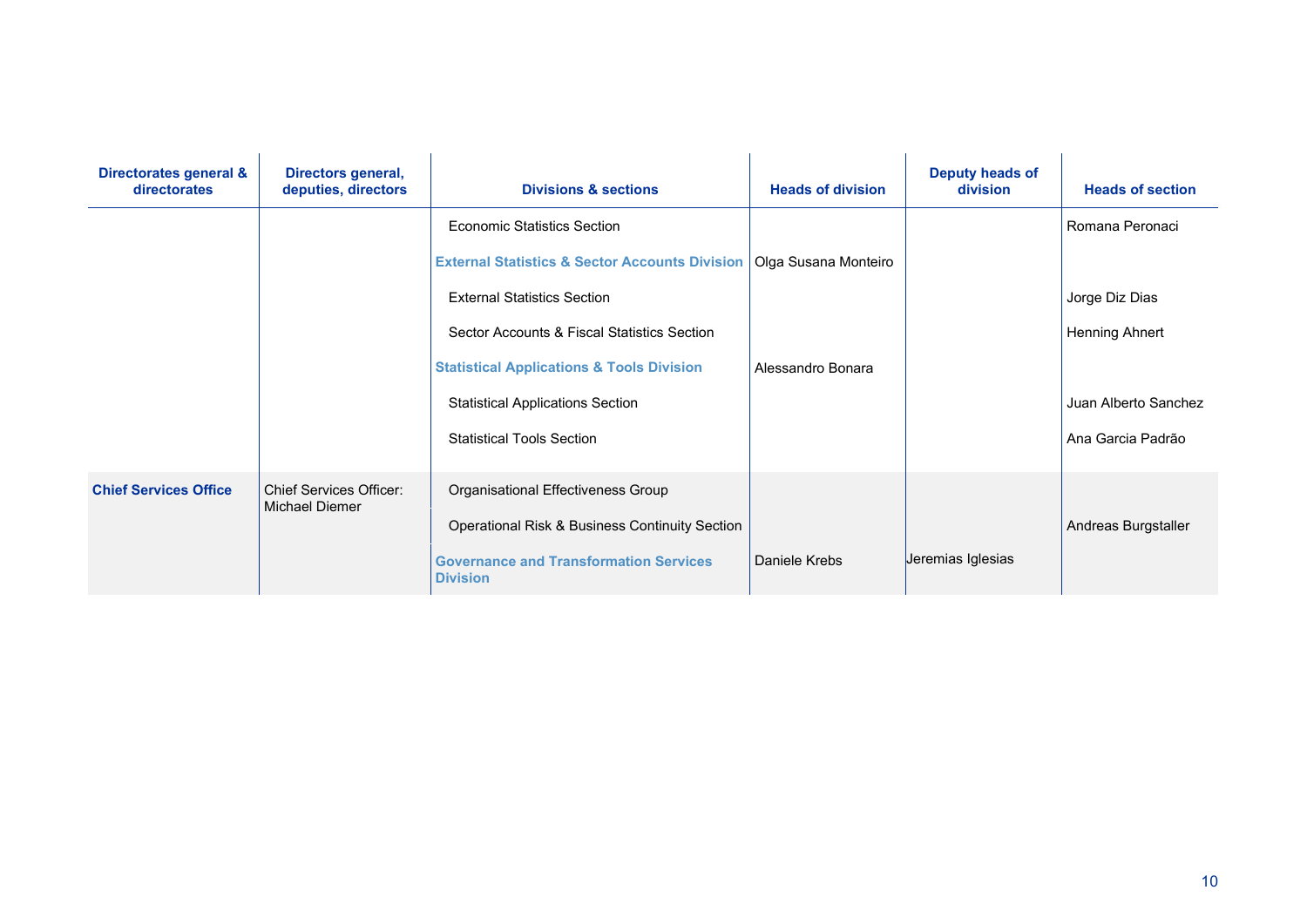| Directorates general & directorates | Directors general, deputies, directors | Divisions & sections | Heads of division | Deputy heads of division | Heads of section |
|---|---|---|---|---|---|
| | | Economic Statistics Section | | | Romana Peronaci |
| | | **External Statistics & Sector Accounts Division** | Olga Susana Monteiro | | |
| | | External Statistics Section | | | Jorge Diz Dias |
| | | Sector Accounts & Fiscal Statistics Section | | | Henning Ahnert |
| | | **Statistical Applications & Tools Division** | Alessandro Bonara | | |
| | | Statistical Applications Section | | | Juan Alberto Sanchez |
| | | Statistical Tools Section | | | Ana Garcia Padrão |
| **Chief Services Office** | Chief Services Officer: Michael Diemer | Organisational Effectiveness Group | | | |
| | | Operational Risk & Business Continuity Section | | | Andreas Burgstaller |
| | | **Governance and Transformation Services Division** | Daniele Krebs | Jeremias Iglesias | |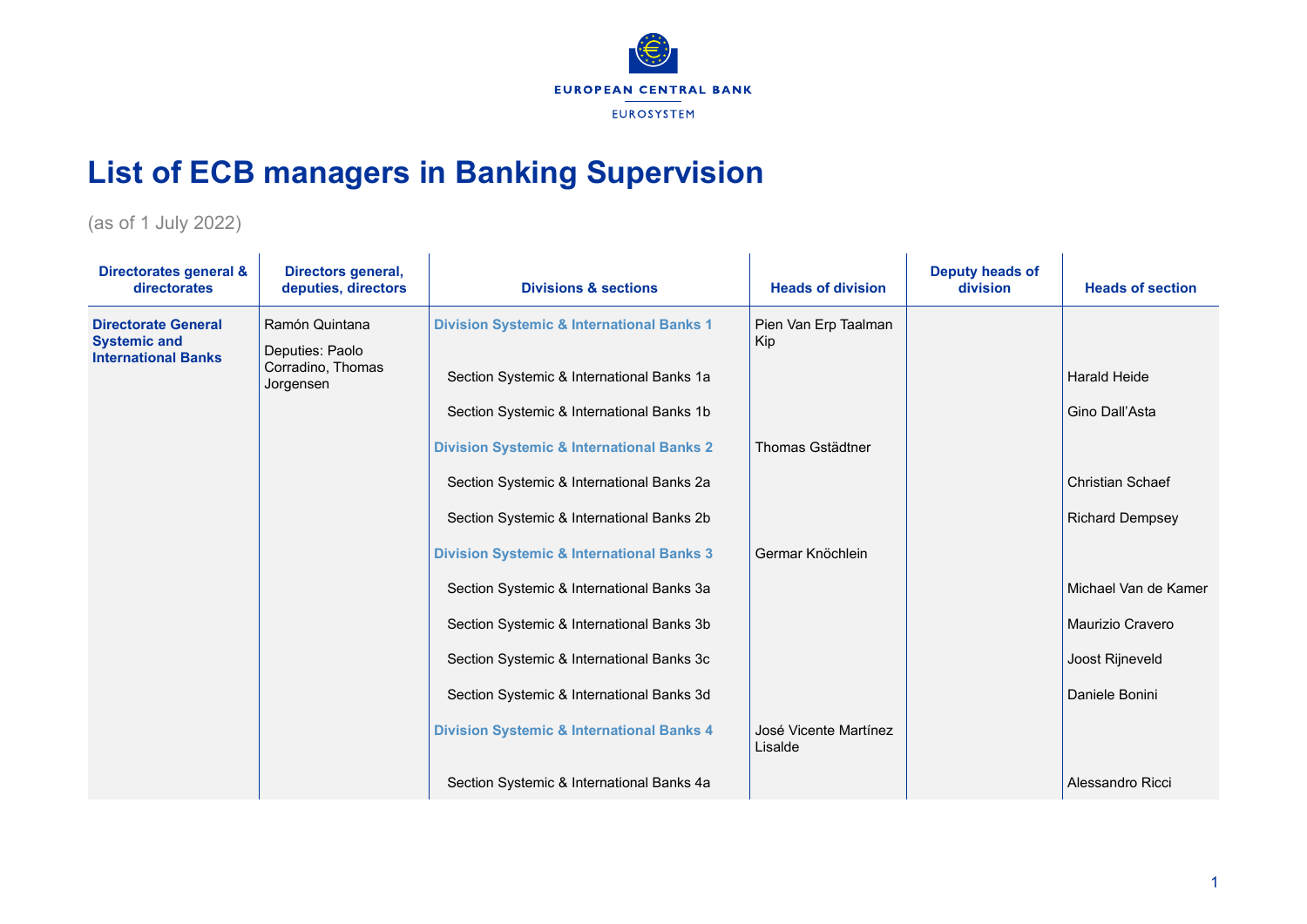# List of ECB managers in Banking Supervision

(as of 1 July 2022)

| Directorates general & directorates | Directors general, deputies, directors | Divisions & sections | Heads of division | Deputy heads of division | Heads of section |
|---|---|---|---|---|---|
| **Directorate General Systemic and International Banks** | Ramón Quintana<br>Deputies: Paolo Corradino, Thomas Jorgensen | **Division Systemic & International Banks 1** | Pien Van Erp Taalman Kip | | |
| | | Section Systemic & International Banks 1a | | | Harald Heide |
| | | Section Systemic & International Banks 1b | | | Gino Dall'Asta |
| | | **Division Systemic & International Banks 2** | Thomas Gstädtner | | |
| | | Section Systemic & International Banks 2a | | | Christian Schaef |
| | | Section Systemic & International Banks 2b | | | Richard Dempsey |
| | | **Division Systemic & International Banks 3** | Germar Knöchlein | | |
| | | Section Systemic & International Banks 3a | | | Michael Van de Kamer |
| | | Section Systemic & International Banks 3b | | | Maurizio Cravero |
| | | Section Systemic & International Banks 3c | | | Joost Rijneveld |
| | | Section Systemic & International Banks 3d | | | Daniele Bonini |
| | | **Division Systemic & International Banks 4** | José Vicente Martínez Lisalde | | |
| | | Section Systemic & International Banks 4a | | | Alessandro Ricci |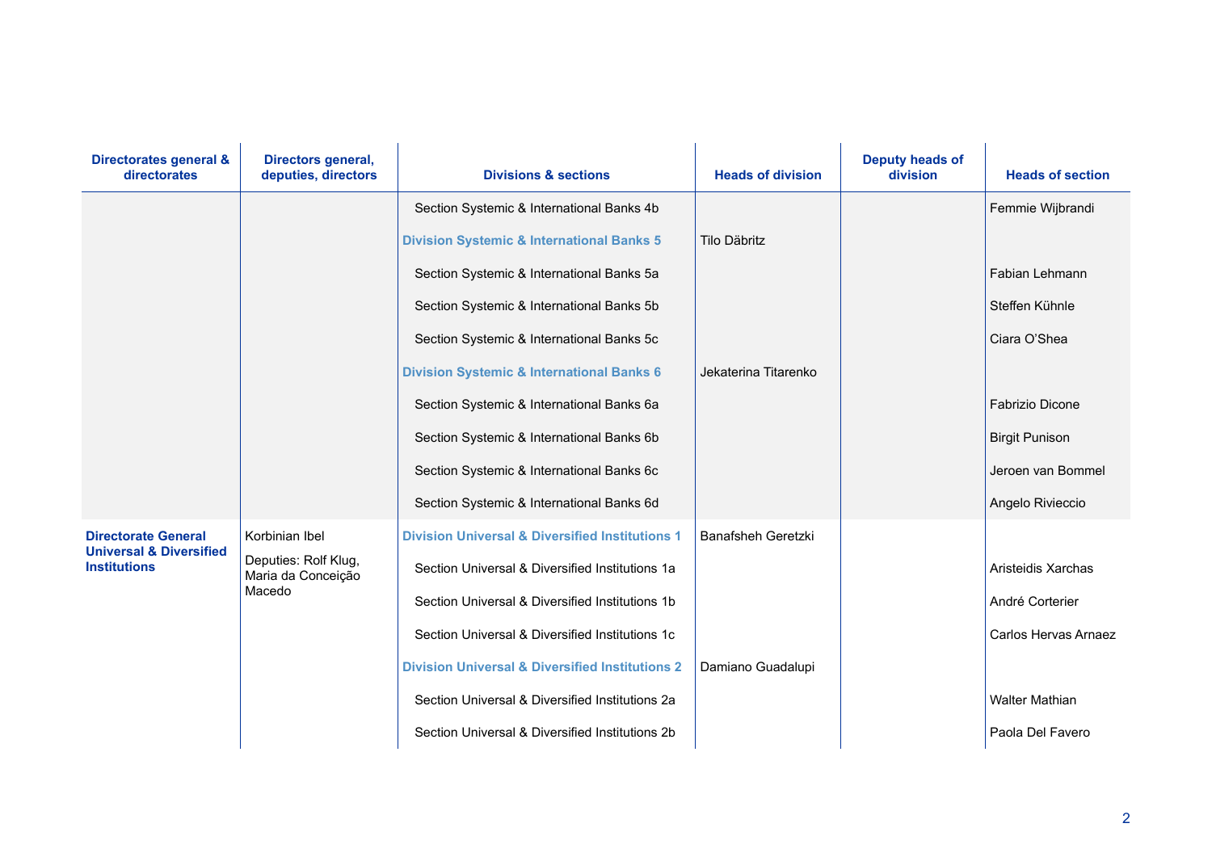| Directorates general & directorates | Directors general, deputies, directors | Divisions & sections | Heads of division | Deputy heads of division | Heads of section |
|---|---|---|---|---|---|
| | | Section Systemic & International Banks 4b | | | Femmie Wijbrandi |
| | | **Division Systemic & International Banks 5** | Tilo Däbritz | | |
| | | Section Systemic & International Banks 5a | | | Fabian Lehmann |
| | | Section Systemic & International Banks 5b | | | Steffen Kühnle |
| | | Section Systemic & International Banks 5c | | | Ciara O'Shea |
| | | **Division Systemic & International Banks 6** | Jekaterina Titarenko | | |
| | | Section Systemic & International Banks 6a | | | Fabrizio Dicone |
| | | Section Systemic & International Banks 6b | | | Birgit Punison |
| | | Section Systemic & International Banks 6c | | | Jeroen van Bommel |
| | | Section Systemic & International Banks 6d | | | Angelo Rivieccio |
| **Directorate General Universal & Diversified Institutions** | Korbinian Ibel<br>Deputies: Rolf Klug, Maria da Conceição Macedo | **Division Universal & Diversified Institutions 1** | Banafsheh Geretzki | | |
| | | Section Universal & Diversified Institutions 1a | | | Aristeidis Xarchas |
| | | Section Universal & Diversified Institutions 1b | | | André Corterier |
| | | Section Universal & Diversified Institutions 1c | | | Carlos Hervas Arnaez |
| | | **Division Universal & Diversified Institutions 2** | Damiano Guadalupi | | |
| | | Section Universal & Diversified Institutions 2a | | | Walter Mathian |
| | | Section Universal & Diversified Institutions 2b | | | Paola Del Favero |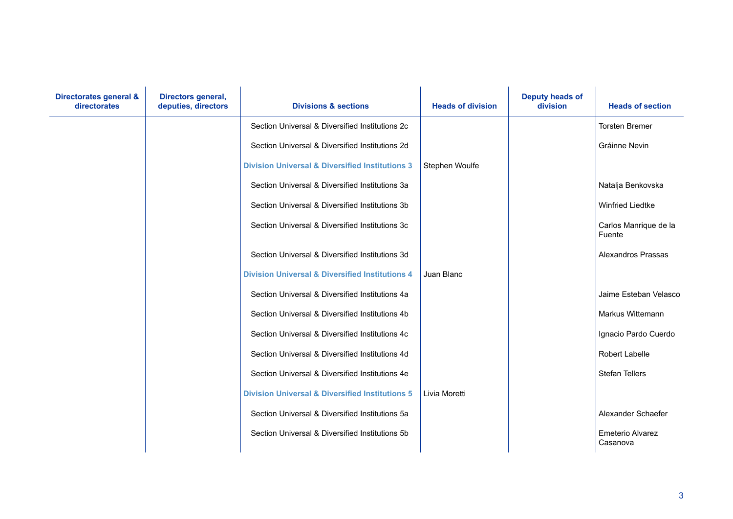| Directorates general & directorates | Directors general, deputies, directors | Divisions & sections | Heads of division | Deputy heads of division | Heads of section |
|---|---|---|---|---|---|
| | | Section Universal & Diversified Institutions 2c | | | Torsten Bremer |
| | | Section Universal & Diversified Institutions 2d | | | Gráinne Nevin |
| | | **Division Universal & Diversified Institutions 3** | Stephen Woulfe | | |
| | | Section Universal & Diversified Institutions 3a | | | Natalja Benkovska |
| | | Section Universal & Diversified Institutions 3b | | | Winfried Liedtke |
| | | Section Universal & Diversified Institutions 3c | | | Carlos Manrique de la Fuente |
| | | Section Universal & Diversified Institutions 3d | | | Alexandros Prassas |
| | | **Division Universal & Diversified Institutions 4** | Juan Blanc | | |
| | | Section Universal & Diversified Institutions 4a | | | Jaime Esteban Velasco |
| | | Section Universal & Diversified Institutions 4b | | | Markus Wittemann |
| | | Section Universal & Diversified Institutions 4c | | | Ignacio Pardo Cuerdo |
| | | Section Universal & Diversified Institutions 4d | | | Robert Labelle |
| | | Section Universal & Diversified Institutions 4e | | | Stefan Tellers |
| | | **Division Universal & Diversified Institutions 5** | Livia Moretti | | |
| | | Section Universal & Diversified Institutions 5a | | | Alexander Schaefer |
| | | Section Universal & Diversified Institutions 5b | | | Emeterio Alvarez Casanova |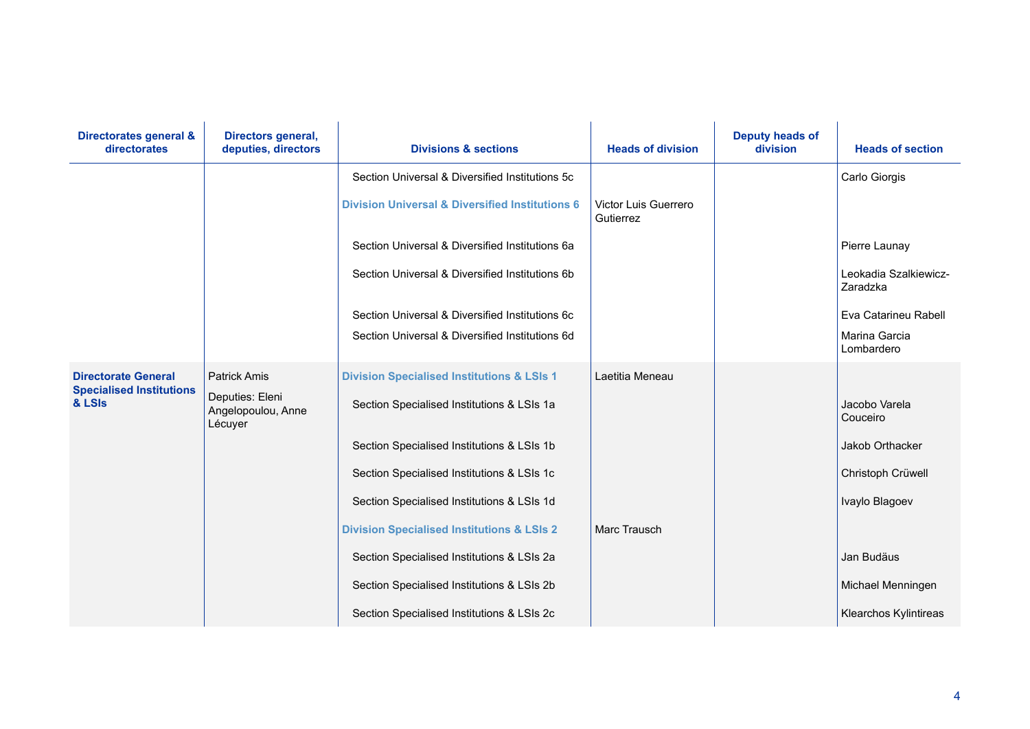| Directorates general & directorates | Directors general, deputies, directors | Divisions & sections | Heads of division | Deputy heads of division | Heads of section |
|---|---|---|---|---|---|
| | | Section Universal & Diversified Institutions 5c | | | Carlo Giorgis |
| | | **Division Universal & Diversified Institutions 6** | Victor Luis Guerrero Gutierrez | | |
| | | Section Universal & Diversified Institutions 6a | | | Pierre Launay |
| | | Section Universal & Diversified Institutions 6b | | | Leokadia Szalkiewicz-Zaradzka |
| | | Section Universal & Diversified Institutions 6c | | | Eva Catarineu Rabell |
| | | Section Universal & Diversified Institutions 6d | | | Marina Garcia Lombardero |
| **Directorate General Specialised Institutions & LSIs** | Patrick Amis<br>Deputies: Eleni Angelopoulou, Anne Lécuyer | **Division Specialised Institutions & LSIs 1** | Laetitia Meneau | | |
| | | Section Specialised Institutions & LSIs 1a | | | Jacobo Varela Couceiro |
| | | Section Specialised Institutions & LSIs 1b | | | Jakob Orthacker |
| | | Section Specialised Institutions & LSIs 1c | | | Christoph Crüwell |
| | | Section Specialised Institutions & LSIs 1d | | | Ivaylo Blagoev |
| | | **Division Specialised Institutions & LSIs 2** | Marc Trausch | | |
| | | Section Specialised Institutions & LSIs 2a | | | Jan Budäus |
| | | Section Specialised Institutions & LSIs 2b | | | Michael Menningen |
| | | Section Specialised Institutions & LSIs 2c | | | Klearchos Kylintireas |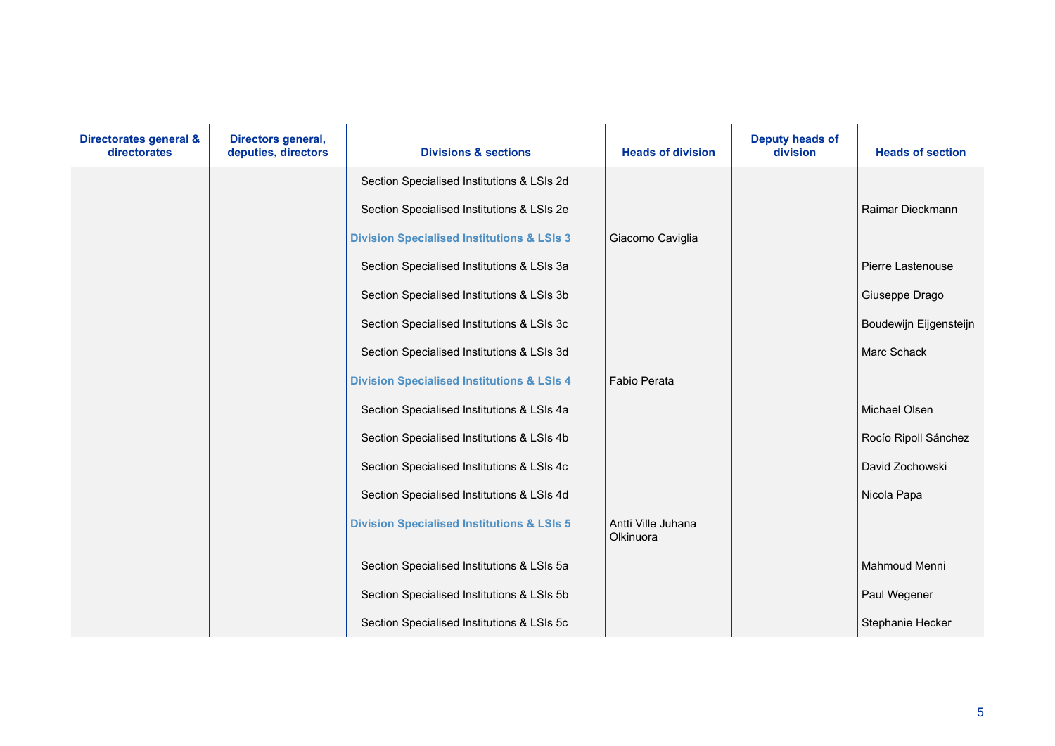| Directorates general & directorates | Directors general, deputies, directors | Divisions & sections | Heads of division | Deputy heads of division | Heads of section |
|---|---|---|---|---|---|
| | | Section Specialised Institutions & LSIs 2d | | | |
| | | Section Specialised Institutions & LSIs 2e | | | Raimar Dieckmann |
| | | **Division Specialised Institutions & LSIs 3** | Giacomo Caviglia | | |
| | | Section Specialised Institutions & LSIs 3a | | | Pierre Lastenouse |
| | | Section Specialised Institutions & LSIs 3b | | | Giuseppe Drago |
| | | Section Specialised Institutions & LSIs 3c | | | Boudewijn Eijgensteijn |
| | | Section Specialised Institutions & LSIs 3d | | | Marc Schack |
| | | **Division Specialised Institutions & LSIs 4** | Fabio Perata | | |
| | | Section Specialised Institutions & LSIs 4a | | | Michael Olsen |
| | | Section Specialised Institutions & LSIs 4b | | | Rocío Ripoll Sánchez |
| | | Section Specialised Institutions & LSIs 4c | | | David Zochowski |
| | | Section Specialised Institutions & LSIs 4d | | | Nicola Papa |
| | | **Division Specialised Institutions & LSIs 5** | Antti Ville Juhana Olkinuora | | |
| | | Section Specialised Institutions & LSIs 5a | | | Mahmoud Menni |
| | | Section Specialised Institutions & LSIs 5b | | | Paul Wegener |
| | | Section Specialised Institutions & LSIs 5c | | | Stephanie Hecker |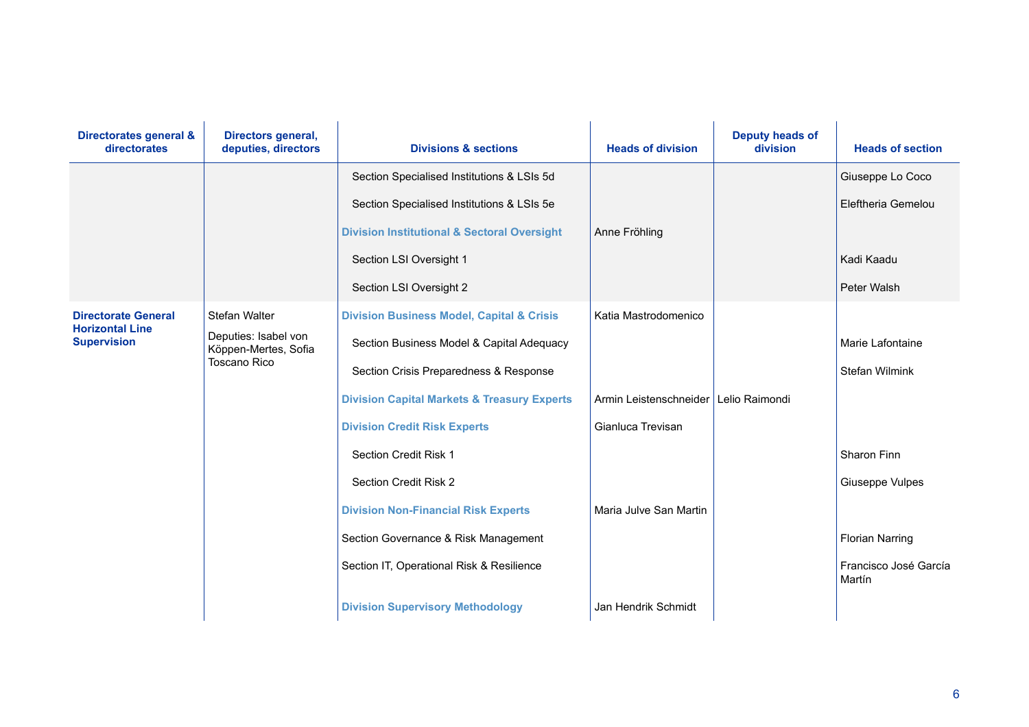| Directorates general & directorates | Directors general, deputies, directors | Divisions & sections | Heads of division | Deputy heads of division | Heads of section |
|---|---|---|---|---|---|
| | | Section Specialised Institutions & LSIs 5d | | | Giuseppe Lo Coco |
| | | Section Specialised Institutions & LSIs 5e | | | Eleftheria Gemelou |
| | | **Division Institutional & Sectoral Oversight** | Anne Fröhling | | |
| | | Section LSI Oversight 1 | | | Kadi Kaadu |
| | | Section LSI Oversight 2 | | | Peter Walsh |
| **Directorate General Horizontal Line Supervision** | Stefan Walter<br>Deputies: Isabel von Köppen-Mertes, Sofia Toscano Rico | **Division Business Model, Capital & Crisis** | Katia Mastrodomenico | | |
| | | Section Business Model & Capital Adequacy | | | Marie Lafontaine |
| | | Section Crisis Preparedness & Response | | | Stefan Wilmink |
| | | **Division Capital Markets & Treasury Experts** | Armin Leistenschneider | Lelio Raimondi | |
| | | **Division Credit Risk Experts** | Gianluca Trevisan | | |
| | | Section Credit Risk 1 | | | Sharon Finn |
| | | Section Credit Risk 2 | | | Giuseppe Vulpes |
| | | **Division Non-Financial Risk Experts** | Maria Julve San Martin | | |
| | | Section Governance & Risk Management | | | Florian Narring |
| | | Section IT, Operational Risk & Resilience | | | Francisco José García Martín |
| | | **Division Supervisory Methodology** | Jan Hendrik Schmidt | | |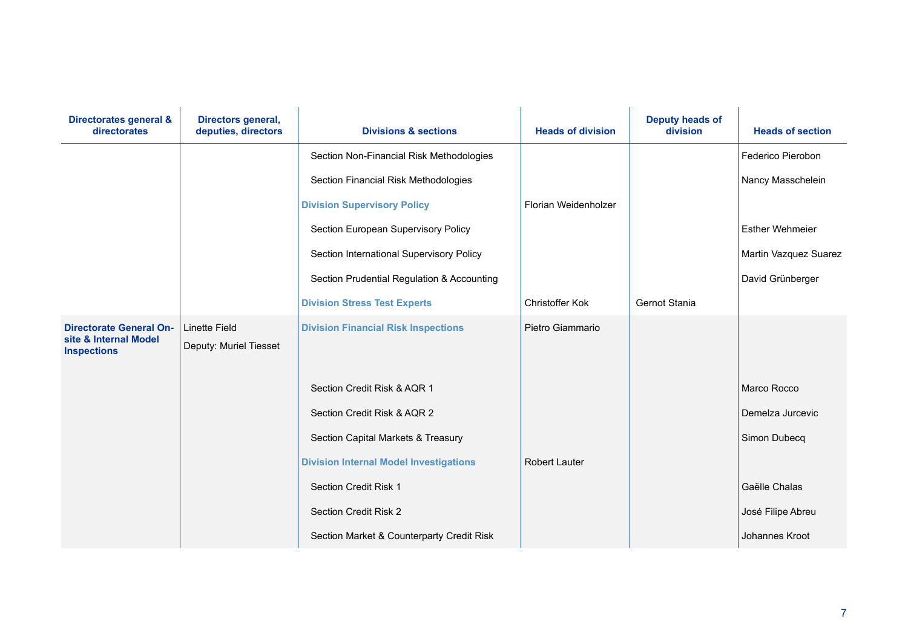| Directorates general & directorates | Directors general, deputies, directors | Divisions & sections | Heads of division | Deputy heads of division | Heads of section |
|---|---|---|---|---|---|
| | | Section Non-Financial Risk Methodologies | | | Federico Pierobon |
| | | Section Financial Risk Methodologies | | | Nancy Masschelein |
| | | **Division Supervisory Policy** | Florian Weidenholzer | | |
| | | Section European Supervisory Policy | | | Esther Wehmeier |
| | | Section International Supervisory Policy | | | Martin Vazquez Suarez |
| | | Section Prudential Regulation & Accounting | | | David Grünberger |
| | | **Division Stress Test Experts** | Christoffer Kok | Gernot Stania | |
| **Directorate General On-site & Internal Model Inspections** | Linette Field<br>Deputy: Muriel Tiesset | **Division Financial Risk Inspections** | Pietro Giammario | | |
| | | Section Credit Risk & AQR 1 | | | Marco Rocco |
| | | Section Credit Risk & AQR 2 | | | Demelza Jurcevic |
| | | Section Capital Markets & Treasury | | | Simon Dubecq |
| | | **Division Internal Model Investigations** | Robert Lauter | | |
| | | Section Credit Risk 1 | | | Gaëlle Chalas |
| | | Section Credit Risk 2 | | | José Filipe Abreu |
| | | Section Market & Counterparty Credit Risk | | | Johannes Kroot |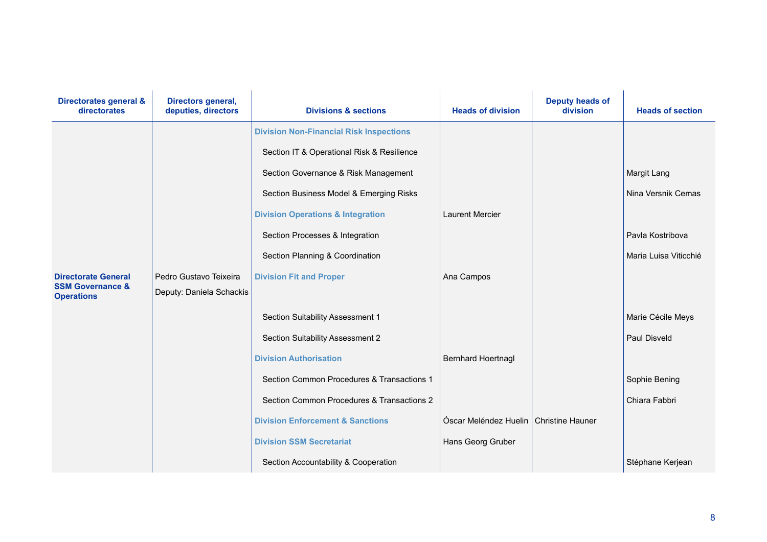| Directorates general & directorates | Directors general, deputies, directors | Divisions & sections | Heads of division | Deputy heads of division | Heads of section |
|---|---|---|---|---|---|
| | | **Division Non-Financial Risk Inspections** | | | |
| | | Section IT & Operational Risk & Resilience | | | |
| | | Section Governance & Risk Management | | | Margit Lang |
| | | Section Business Model & Emerging Risks | | | Nina Versnik Cemas |
| | | **Division Operations & Integration** | Laurent Mercier | | |
| | | Section Processes & Integration | | | Pavla Kostribova |
| | | Section Planning & Coordination | | | Maria Luisa Viticchié |
| **Directorate General SSM Governance & Operations** | Pedro Gustavo Teixeira<br>Deputy: Daniela Schackis | **Division Fit and Proper** | Ana Campos | | |
| | | Section Suitability Assessment 1 | | | Marie Cécile Meys |
| | | Section Suitability Assessment 2 | | | Paul Disveld |
| | | **Division Authorisation** | Bernhard Hoertnagl | | |
| | | Section Common Procedures & Transactions 1 | | | Sophie Bening |
| | | Section Common Procedures & Transactions 2 | | | Chiara Fabbri |
| | | **Division Enforcement & Sanctions** | Óscar Meléndez Huelin | Christine Hauner | |
| | | **Division SSM Secretariat** | Hans Georg Gruber | | |
| | | Section Accountability & Cooperation | | | Stéphane Kerjean |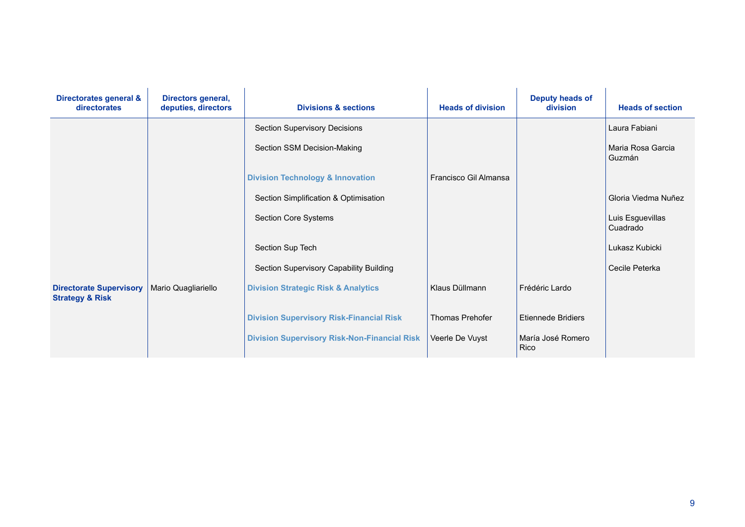| Directorates general & directorates | Directors general, deputies, directors | Divisions & sections | Heads of division | Deputy heads of division | Heads of section |
|---|---|---|---|---|---|
| | | Section Supervisory Decisions | | | Laura Fabiani |
| | | Section SSM Decision-Making | | | Maria Rosa Garcia Guzmán |
| | | **Division Technology & Innovation** | Francisco Gil Almansa | | |
| | | Section Simplification & Optimisation | | | Gloria Viedma Nuñez |
| | | Section Core Systems | | | Luis Esguevillas Cuadrado |
| | | Section Sup Tech | | | Lukasz Kubicki |
| | | Section Supervisory Capability Building | | | Cecile Peterka |
| **Directorate Supervisory Strategy & Risk** | Mario Quagliariello | **Division Strategic Risk & Analytics** | Klaus Düllmann | Frédéric Lardo | |
| | | **Division Supervisory Risk-Financial Risk** | Thomas Prehofer | Etiennede Bridiers | |
| | | **Division Supervisory Risk-Non-Financial Risk** | Veerle De Vuyst | María José Romero Rico | |